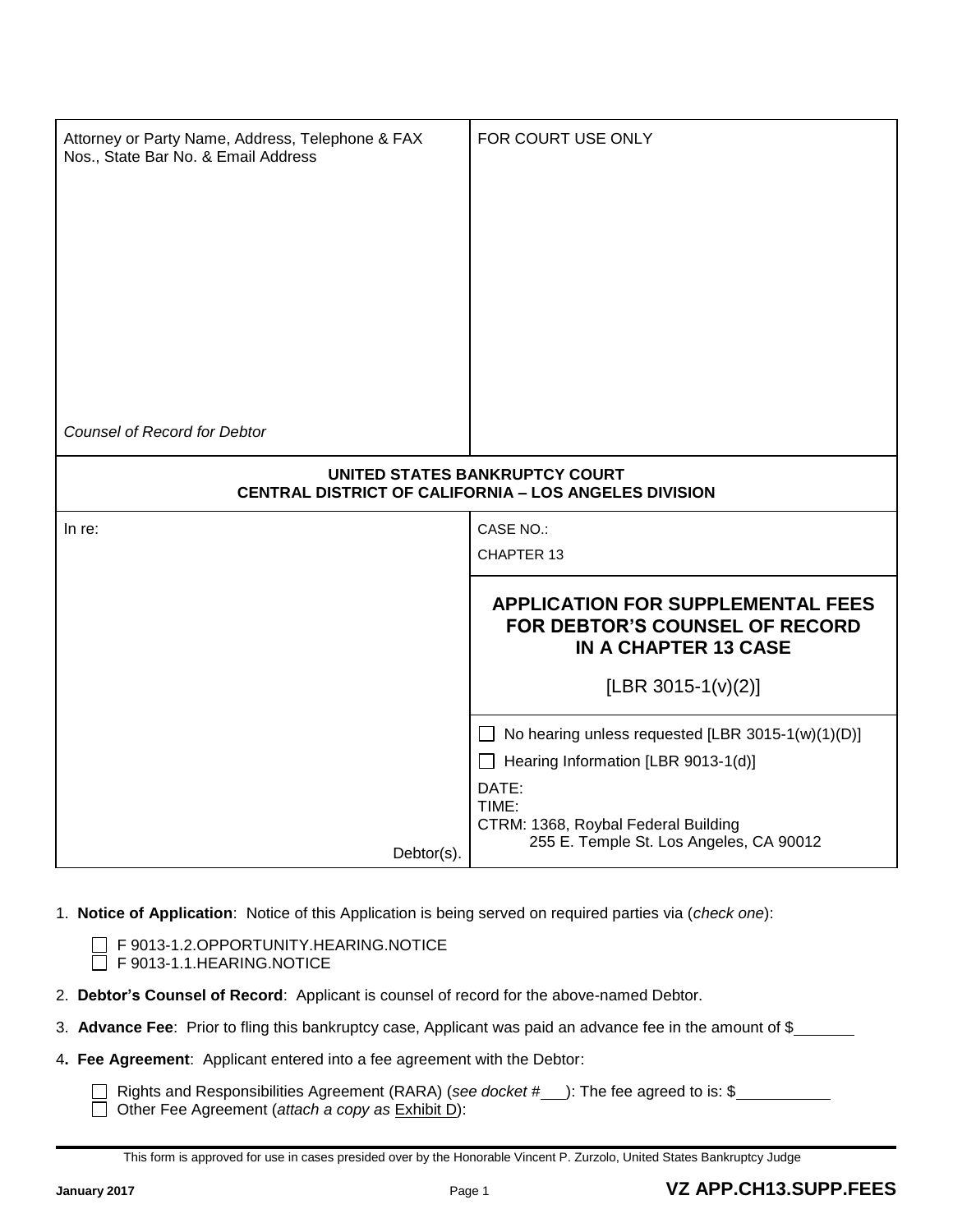| Attorney or Party Name, Address, Telephone & FAX Nos., State Bar No. & Email Address<br><br>*Counsel of Record for Debtor* | FOR COURT USE ONLY |
|---|---|
| **UNITED STATES BANKRUPTCY COURT**<br>**CENTRAL DISTRICT OF CALIFORNIA – LOS ANGELES DIVISION** | |
| In re:<br><br>Debtor(s). | CASE NO.:<br>CHAPTER 13<br><br>**APPLICATION FOR SUPPLEMENTAL FEES FOR DEBTOR'S COUNSEL OF RECORD IN A CHAPTER 13 CASE**<br><br>[LBR 3015-1(v)(2)]<br><br>☐ No hearing unless requested [LBR 3015-1(w)(1)(D)]<br>☐ Hearing Information [LBR 9013-1(d)]<br>DATE:<br>TIME:<br>CTRM: 1368, Roybal Federal Building<br>255 E. Temple St. Los Angeles, CA 90012 |

1. **Notice of Application**: Notice of this Application is being served on required parties via (*check one*):

   ☐ F 9013-1.2.OPPORTUNITY.HEARING.NOTICE
   ☐ F 9013-1.1.HEARING.NOTICE

2. **Debtor's Counsel of Record**: Applicant is counsel of record for the above-named Debtor.

3. **Advance Fee**: Prior to fling this bankruptcy case, Applicant was paid an advance fee in the amount of $_______

4. **Fee Agreement**: Applicant entered into a fee agreement with the Debtor:

   ☐ Rights and Responsibilities Agreement (RARA) (*see docket #*___): The fee agreed to is: $___________
   ☐ Other Fee Agreement (*attach a copy as* Exhibit D):

This form is approved for use in cases presided over by the Honorable Vincent P. Zurzolo, United States Bankruptcy Judge

January 2017 **VZ APP.CH13.SUPP.FEES**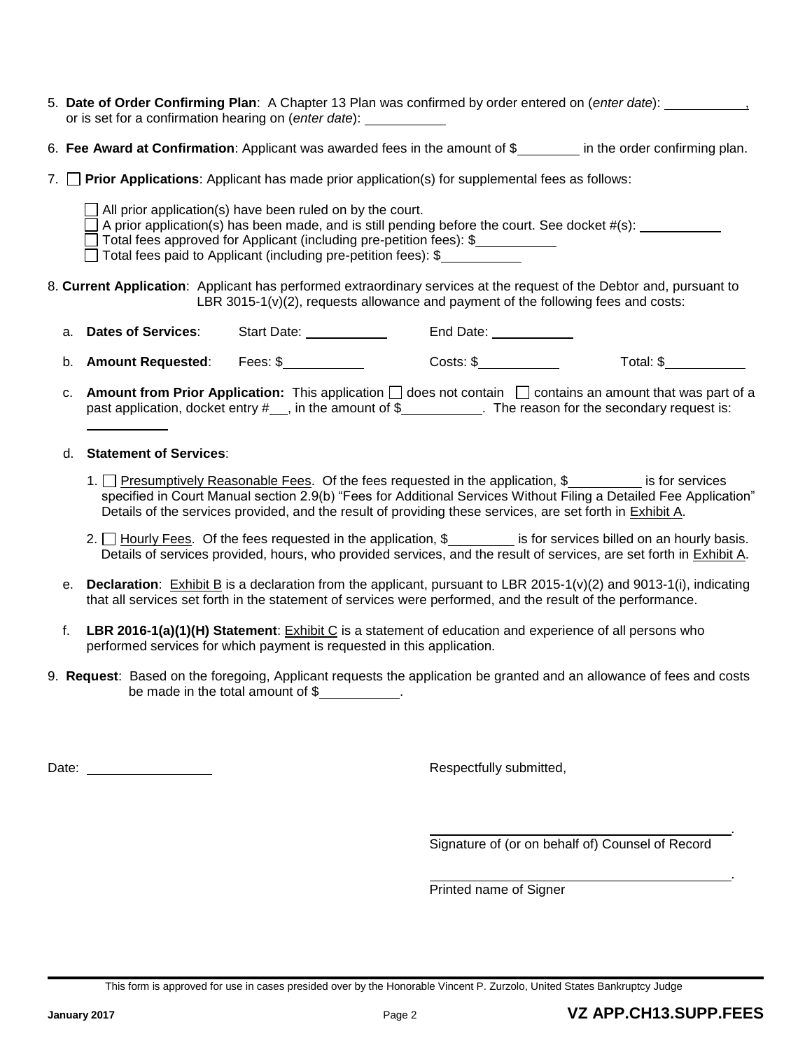5. **Date of Order Confirming Plan**: A Chapter 13 Plan was confirmed by order entered on (*enter date*): \_\_\_\_\_\_\_\_\_\_\_, or is set for a confirmation hearing on (*enter date*): \_\_\_\_\_\_\_\_\_\_\_

6. **Fee Award at Confirmation**: Applicant was awarded fees in the amount of $\_\_\_\_\_\_\_\_\_ in the order confirming plan.

7. ☐ **Prior Applications**: Applicant has made prior application(s) for supplemental fees as follows:

   ☐ All prior application(s) have been ruled on by the court.
   ☐ A prior application(s) has been made, and is still pending before the court. See docket #(s): \_\_\_\_\_\_\_\_\_\_\_
   ☐ Total fees approved for Applicant (including pre-petition fees): $\_\_\_\_\_\_\_\_\_\_\_
   ☐ Total fees paid to Applicant (including pre-petition fees): $\_\_\_\_\_\_\_\_\_\_\_

8. **Current Application**: Applicant has performed extraordinary services at the request of the Debtor and, pursuant to LBR 3015-1(v)(2), requests allowance and payment of the following fees and costs:

   a. **Dates of Services**: Start Date: \_\_\_\_\_\_\_\_\_\_\_ End Date: \_\_\_\_\_\_\_\_\_\_\_

   b. **Amount Requested**: Fees: $\_\_\_\_\_\_\_\_\_\_\_ Costs: $\_\_\_\_\_\_\_\_\_\_\_ Total: $\_\_\_\_\_\_\_\_\_\_\_

   c. **Amount from Prior Application:** This application ☐ does not contain ☐ contains an amount that was part of a past application, docket entry #\_\_\_, in the amount of $\_\_\_\_\_\_\_\_\_\_\_. The reason for the secondary request is: \_\_\_\_\_\_\_\_\_\_\_

   d. **Statement of Services**:

      1. ☐ Presumptively Reasonable Fees. Of the fees requested in the application, $\_\_\_\_\_\_\_\_\_\_ is for services specified in Court Manual section 2.9(b) "Fees for Additional Services Without Filing a Detailed Fee Application" Details of the services provided, and the result of providing these services, are set forth in Exhibit A.

      2. ☐ Hourly Fees. Of the fees requested in the application, $\_\_\_\_\_\_\_\_\_ is for services billed on an hourly basis. Details of services provided, hours, who provided services, and the result of services, are set forth in Exhibit A.

   e. **Declaration**: Exhibit B is a declaration from the applicant, pursuant to LBR 2015-1(v)(2) and 9013-1(i), indicating that all services set forth in the statement of services were performed, and the result of the performance.

   f. **LBR 2016-1(a)(1)(H) Statement**: Exhibit C is a statement of education and experience of all persons who performed services for which payment is requested in this application.

9. **Request**: Based on the foregoing, Applicant requests the application be granted and an allowance of fees and costs be made in the total amount of $\_\_\_\_\_\_\_\_\_\_\_.

Date: \_\_\_\_\_\_\_\_\_\_\_\_\_\_\_\_\_

Respectfully submitted,

\_\_\_\_\_\_\_\_\_\_\_\_\_\_\_\_\_\_\_\_\_\_\_\_\_\_\_\_\_\_\_\_\_\_\_\_\_\_\_.
Signature of (or on behalf of) Counsel of Record

\_\_\_\_\_\_\_\_\_\_\_\_\_\_\_\_\_\_\_\_\_\_\_\_\_\_\_\_\_\_\_\_\_\_\_\_\_\_\_.
Printed name of Signer

This form is approved for use in cases presided over by the Honorable Vincent P. Zurzolo, United States Bankruptcy Judge

January 2017 **VZ APP.CH13.SUPP.FEES**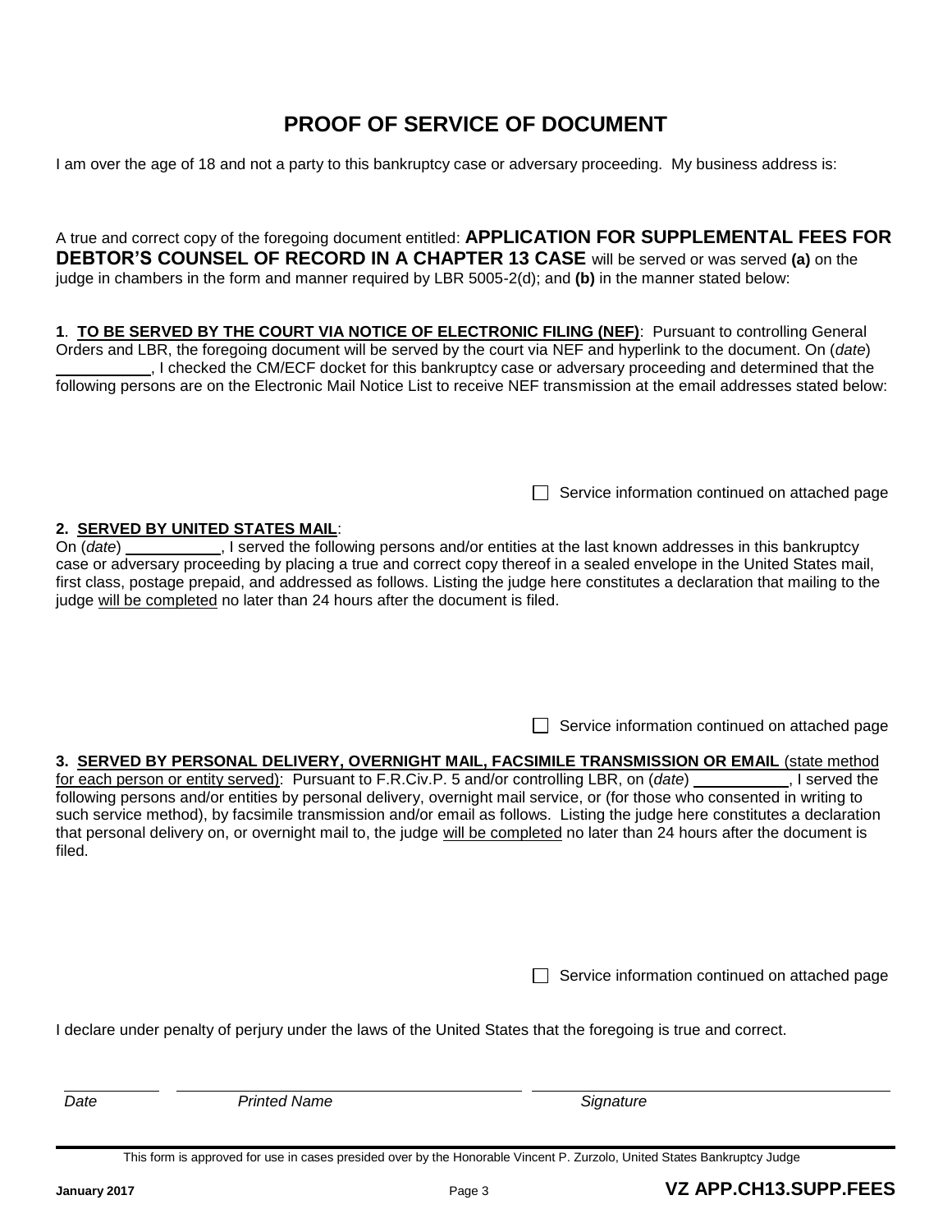# PROOF OF SERVICE OF DOCUMENT

I am over the age of 18 and not a party to this bankruptcy case or adversary proceeding. My business address is:

A true and correct copy of the foregoing document entitled: **APPLICATION FOR SUPPLEMENTAL FEES FOR DEBTOR'S COUNSEL OF RECORD IN A CHAPTER 13 CASE** will be served or was served **(a)** on the judge in chambers in the form and manner required by LBR 5005-2(d); and **(b)** in the manner stated below:

**1**. **TO BE SERVED BY THE COURT VIA NOTICE OF ELECTRONIC FILING (NEF)**: Pursuant to controlling General Orders and LBR, the foregoing document will be served by the court via NEF and hyperlink to the document. On (*date*) \_\_\_\_\_\_\_\_\_\_, I checked the CM/ECF docket for this bankruptcy case or adversary proceeding and determined that the following persons are on the Electronic Mail Notice List to receive NEF transmission at the email addresses stated below:

☐ Service information continued on attached page

**2. SERVED BY UNITED STATES MAIL**:
On (*date*) \_\_\_\_\_\_\_\_\_\_, I served the following persons and/or entities at the last known addresses in this bankruptcy case or adversary proceeding by placing a true and correct copy thereof in a sealed envelope in the United States mail, first class, postage prepaid, and addressed as follows. Listing the judge here constitutes a declaration that mailing to the judge will be completed no later than 24 hours after the document is filed.

☐ Service information continued on attached page

**3. SERVED BY PERSONAL DELIVERY, OVERNIGHT MAIL, FACSIMILE TRANSMISSION OR EMAIL** (state method for each person or entity served): Pursuant to F.R.Civ.P. 5 and/or controlling LBR, on (*date*) \_\_\_\_\_\_\_\_\_\_, I served the following persons and/or entities by personal delivery, overnight mail service, or (for those who consented in writing to such service method), by facsimile transmission and/or email as follows. Listing the judge here constitutes a declaration that personal delivery on, or overnight mail to, the judge will be completed no later than 24 hours after the document is filed.

☐ Service information continued on attached page

I declare under penalty of perjury under the laws of the United States that the foregoing is true and correct.

| | | |
|---|---|---|
| \_\_\_\_\_\_\_\_\_\_ | \_\_\_\_\_\_\_\_\_\_\_\_\_\_\_\_\_\_\_\_ | \_\_\_\_\_\_\_\_\_\_\_\_\_\_\_\_\_\_\_\_ |
| *Date* | *Printed Name* | *Signature* |

This form is approved for use in cases presided over by the Honorable Vincent P. Zurzolo, United States Bankruptcy Judge

**January 2017** **VZ APP.CH13.SUPP.FEES**